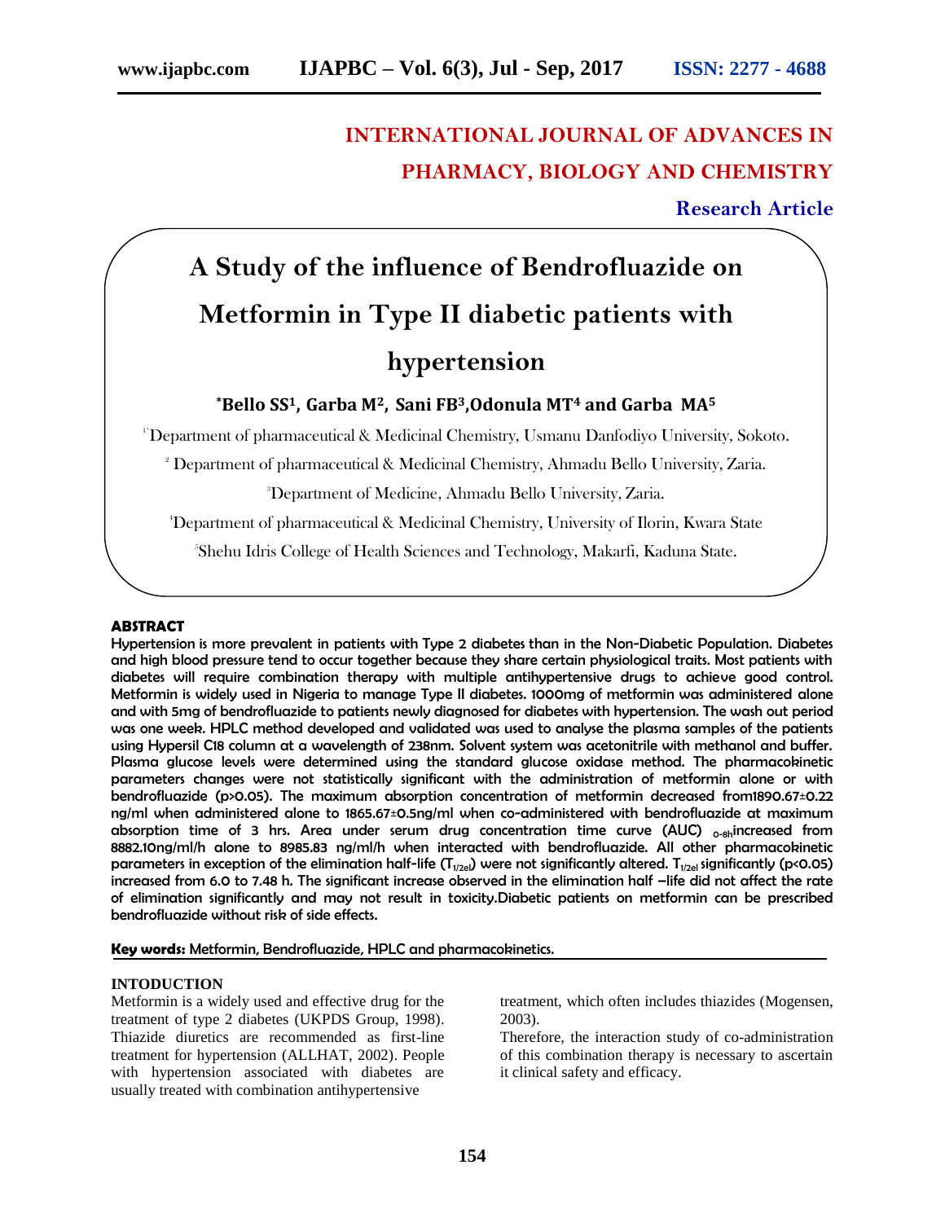INTERNATIONAL JOURNAL OF ADVANCES IN PHARMACY, BIOLOGY AND CHEMISTRY

**Research Article**

# A Study of the influence of Bendrofluazide on Metformin in Type II diabetic patients with hypertension

**\*Bello SS[1], Garba M[2], Sani FB[3], Odonula MT[4] and Garba MA[5]**

[1*] Department of pharmaceutical & Medicinal Chemistry, Usmanu Danfodiyo University, Sokoto.

[2] Department of pharmaceutical & Medicinal Chemistry, Ahmadu Bello University, Zaria.

[3] Department of Medicine, Ahmadu Bello University, Zaria.

[4] Department of pharmaceutical & Medicinal Chemistry, University of Ilorin, Kwara State

[5] Shehu Idris College of Health Sciences and Technology, Makarfi, Kaduna State.

## ABSTRACT

Hypertension is more prevalent in patients with Type 2 diabetes than in the Non-Diabetic Population. Diabetes and high blood pressure tend to occur together because they share certain physiological traits. Most patients with diabetes will require combination therapy with multiple antihypertensive drugs to achieve good control. Metformin is widely used in Nigeria to manage Type II diabetes. 1000mg of metformin was administered alone and with 5mg of bendrofluazide to patients newly diagnosed for diabetes with hypertension. The wash out period was one week. HPLC method developed and validated was used to analyse the plasma samples of the patients using Hypersil C18 column at a wavelength of 238nm. Solvent system was acetonitrile with methanol and buffer. Plasma glucose levels were determined using the standard glucose oxidase method. The pharmacokinetic parameters changes were not statistically significant with the administration of metformin alone or with bendrofluazide ($p>0.05$). The maximum absorption concentration of metformin decreased from 1890.67±0.22 ng/ml when administered alone to 1865.67±0.5ng/ml when co-administered with bendrofluazide at maximum absorption time of 3 hrs. Area under serum drug concentration time curve (AUC) $_{0-8h}$ increased from 8882.10ng/ml/h alone to 8985.83 ng/ml/h when interacted with bendrofluazide. All other pharmacokinetic parameters in exception of the elimination half-life ($T_{1/2el}$) were not significantly altered. $T_{1/2el}$ significantly ($p<0.05$) increased from 6.0 to 7.48 h. The significant increase observed in the elimination half –life did not affect the rate of elimination significantly and may not result in toxicity. Diabetic patients on metformin can be prescribed bendrofluazide without risk of side effects.

**Key words:** Metformin, Bendrofluazide, HPLC and pharmacokinetics.

## INTODUCTION

Metformin is a widely used and effective drug for the treatment of type 2 diabetes (UKPDS Group, 1998). Thiazide diuretics are recommended as first-line treatment for hypertension (ALLHAT, 2002). People with hypertension associated with diabetes are usually treated with combination antihypertensive treatment, which often includes thiazides (Mogensen, 2003).

Therefore, the interaction study of co-administration of this combination therapy is necessary to ascertain it clinical safety and efficacy.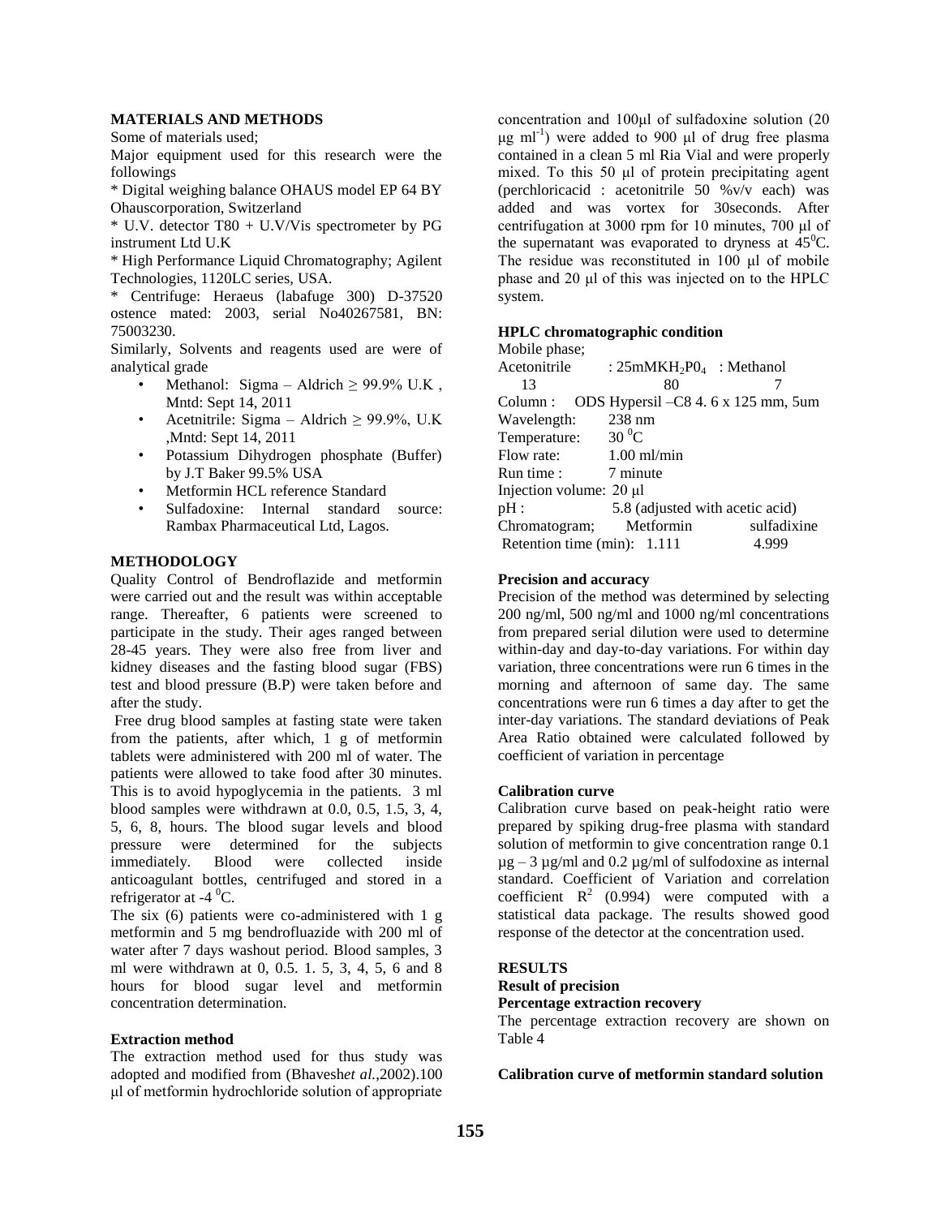## MATERIALS AND METHODS

Some of materials used;

Major equipment used for this research were the followings

* Digital weighing balance OHAUS model EP 64 BY Ohauscorporation, Switzerland
* U.V. detector T80 + U.V/Vis spectrometer by PG instrument Ltd U.K
* High Performance Liquid Chromatography; Agilent Technologies, 1120LC series, USA.
* Centrifuge: Heraeus (labafuge 300) D-37520 ostence mated: 2003, serial No40267581, BN: 75003230.

Similarly, Solvents and reagents used are were of analytical grade

- Methanol: Sigma – Aldrich ≥ 99.9% U.K , Mntd: Sept 14, 2011
- Acetnitrile: Sigma – Aldrich ≥ 99.9%, U.K ,Mntd: Sept 14, 2011
- Potassium Dihydrogen phosphate (Buffer) by J.T Baker 99.5% USA
- Metformin HCL reference Standard
- Sulfadoxine: Internal standard source: Rambax Pharmaceutical Ltd, Lagos.

## METHODOLOGY

Quality Control of Bendroflazide and metformin were carried out and the result was within acceptable range. Thereafter, 6 patients were screened to participate in the study. Their ages ranged between 28-45 years. They were also free from liver and kidney diseases and the fasting blood sugar (FBS) test and blood pressure (B.P) were taken before and after the study.

Free drug blood samples at fasting state were taken from the patients, after which, 1 g of metformin tablets were administered with 200 ml of water. The patients were allowed to take food after 30 minutes. This is to avoid hypoglycemia in the patients. 3 ml blood samples were withdrawn at 0.0, 0.5, 1.5, 3, 4, 5, 6, 8, hours. The blood sugar levels and blood pressure were determined for the subjects immediately. Blood were collected inside anticoagulant bottles, centrifuged and stored in a refrigerator at -4 $^0$C.

The six (6) patients were co-administered with 1 g metformin and 5 mg bendrofluazide with 200 ml of water after 7 days washout period. Blood samples, 3 ml were withdrawn at 0, 0.5. 1. 5, 3, 4, 5, 6 and 8 hours for blood sugar level and metformin concentration determination.

### Extraction method

The extraction method used for thus study was adopted and modified from (Bhavesh*et al.*,2002).100 µl of metformin hydrochloride solution of appropriate concentration and 100µl of sulfadoxine solution (20 µg ml$^{-1}$) were added to 900 µl of drug free plasma contained in a clean 5 ml Ria Vial and were properly mixed. To this 50 µl of protein precipitating agent (perchloricacid : acetonitrile 50 %v/v each) was added and was vortex for 30seconds. After centrifugation at 3000 rpm for 10 minutes, 700 µl of the supernatant was evaporated to dryness at 45$^0$C. The residue was reconstituted in 100 µl of mobile phase and 20 µl of this was injected on to the HPLC system.

### HPLC chromatographic condition

Mobile phase;

Acetonitrile : 25mM$KH_2PO_4$ : Methanol
13 : 80 : 7

Column : ODS Hypersil –C8 4. 6 x 125 mm, 5um
Wavelength: 238 nm
Temperature: 30 $^0$C
Flow rate: 1.00 ml/min
Run time : 7 minute
Injection volume: 20 µl
pH : 5.8 (adjusted with acetic acid)

| Chromatogram; | Metformin | sulfadixine |
|---|---|---|
| Retention time (min): | 1.111 | 4.999 |

### Precision and accuracy

Precision of the method was determined by selecting 200 ng/ml, 500 ng/ml and 1000 ng/ml concentrations from prepared serial dilution were used to determine within-day and day-to-day variations. For within day variation, three concentrations were run 6 times in the morning and afternoon of same day. The same concentrations were run 6 times a day after to get the inter-day variations. The standard deviations of Peak Area Ratio obtained were calculated followed by coefficient of variation in percentage

### Calibration curve

Calibration curve based on peak-height ratio were prepared by spiking drug-free plasma with standard solution of metformin to give concentration range 0.1 µg – 3 µg/ml and 0.2 µg/ml of sulfodoxine as internal standard. Coefficient of Variation and correlation coefficient $R^2$ (0.994) were computed with a statistical data package. The results showed good response of the detector at the concentration used.

## RESULTS

### Result of precision

### Percentage extraction recovery

The percentage extraction recovery are shown on Table 4

### Calibration curve of metformin standard solution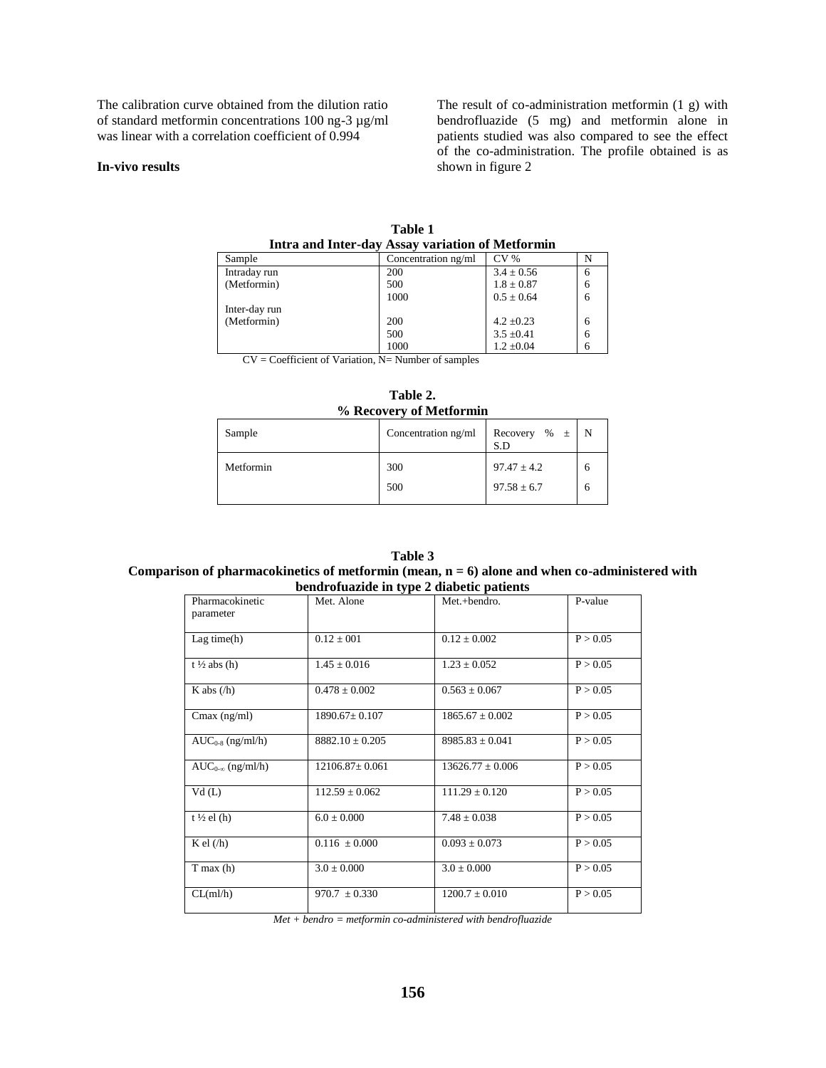The calibration curve obtained from the dilution ratio of standard metformin concentrations 100 ng-3 µg/ml was linear with a correlation coefficient of 0.994

**In-vivo results**

The result of co-administration metformin (1 g) with bendrofluazide (5 mg) and metformin alone in patients studied was also compared to see the effect of the co-administration. The profile obtained is as shown in figure 2

**Table 1**
**Intra and Inter-day Assay variation of Metformin**

| Sample | Concentration ng/ml | CV % | N |
|---|---|---|---|
| Intraday run | 200 | 3.4 ± 0.56 | 6 |
| (Metformin) | 500 | 1.8 ± 0.87 | 6 |
| | 1000 | 0.5 ± 0.64 | 6 |
| Inter-day run | | | |
| (Metformin) | 200 | 4.2 ±0.23 | 6 |
| | 500 | 3.5 ±0.41 | 6 |
| | 1000 | 1.2 ±0.04 | 6 |

CV = Coefficient of Variation, N= Number of samples

**Table 2.**
**% Recovery of Metformin**

| Sample | Concentration ng/ml | Recovery % ± S.D | N |
|---|---|---|---|
| Metformin | 300 | 97.47 ± 4.2 | 6 |
| | 500 | 97.58 ± 6.7 | 6 |

**Table 3**
**Comparison of pharmacokinetics of metformin (mean, n = 6) alone and when co-administered with bendrofuazide in type 2 diabetic patients**

| Pharmacokinetic parameter | Met. Alone | Met.+bendro. | P-value |
|---|---|---|---|
| Lag time(h) | 0.12 ± 001 | 0.12 ± 0.002 | P > 0.05 |
| t ½ abs (h) | 1.45 ± 0.016 | 1.23 ± 0.052 | P > 0.05 |
| K abs (/h) | 0.478 ± 0.002 | 0.563 ± 0.067 | P > 0.05 |
| Cmax (ng/ml) | 1890.67± 0.107 | 1865.67 ± 0.002 | P > 0.05 |
| $AUC_{0\text{-}8}$ (ng/ml/h) | 8882.10 ± 0.205 | 8985.83 ± 0.041 | P > 0.05 |
| $AUC_{0\text{-}\infty}$ (ng/ml/h) | 12106.87± 0.061 | 13626.77 ± 0.006 | P > 0.05 |
| Vd (L) | 112.59 ± 0.062 | 111.29 ± 0.120 | P > 0.05 |
| t ½ el (h) | 6.0 ± 0.000 | 7.48 ± 0.038 | P > 0.05 |
| K el (/h) | 0.116 ± 0.000 | 0.093 ± 0.073 | P > 0.05 |
| T max (h) | 3.0 ± 0.000 | 3.0 ± 0.000 | P > 0.05 |
| CL(ml/h) | 970.7 ± 0.330 | 1200.7 ± 0.010 | P > 0.05 |

*Met + bendro = metformin co-administered with bendrofluazide*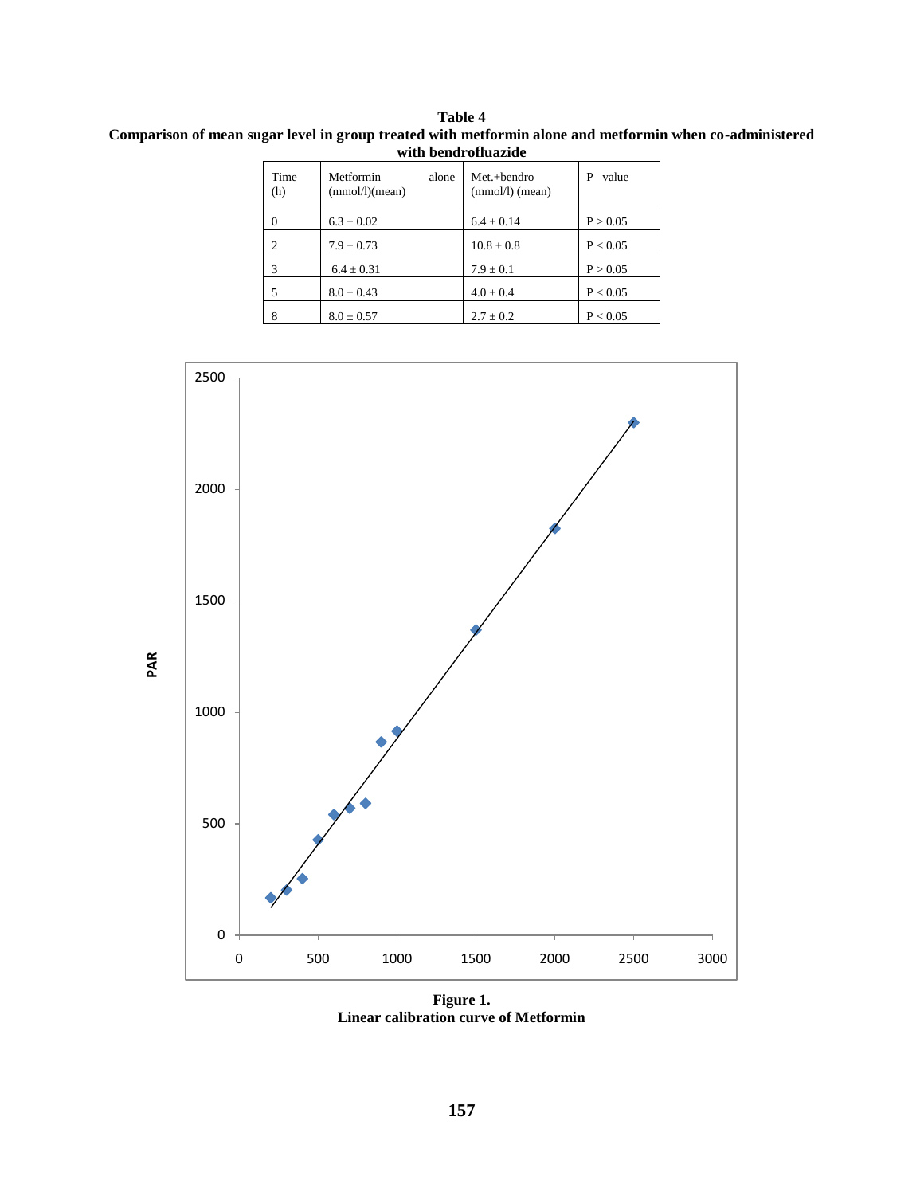**Table 4**
**Comparison of mean sugar level in group treated with metformin alone and metformin when co-administered with bendrofluazide**

| Time (h) | Metformin alone (mmol/l)(mean) | Met.+bendro (mmol/l) (mean) | P– value |
|---|---|---|---|
| 0 | 6.3 ± 0.02 | 6.4 ± 0.14 | P > 0.05 |
| 2 | 7.9 ± 0.73 | 10.8 ± 0.8 | P < 0.05 |
| 3 | 6.4 ± 0.31 | 7.9 ± 0.1 | P > 0.05 |
| 5 | 8.0 ± 0.43 | 4.0 ± 0.4 | P < 0.05 |
| 8 | 8.0 ± 0.57 | 2.7 ± 0.2 | P < 0.05 |

**Figure 1.**
**Linear calibration curve of Metformin**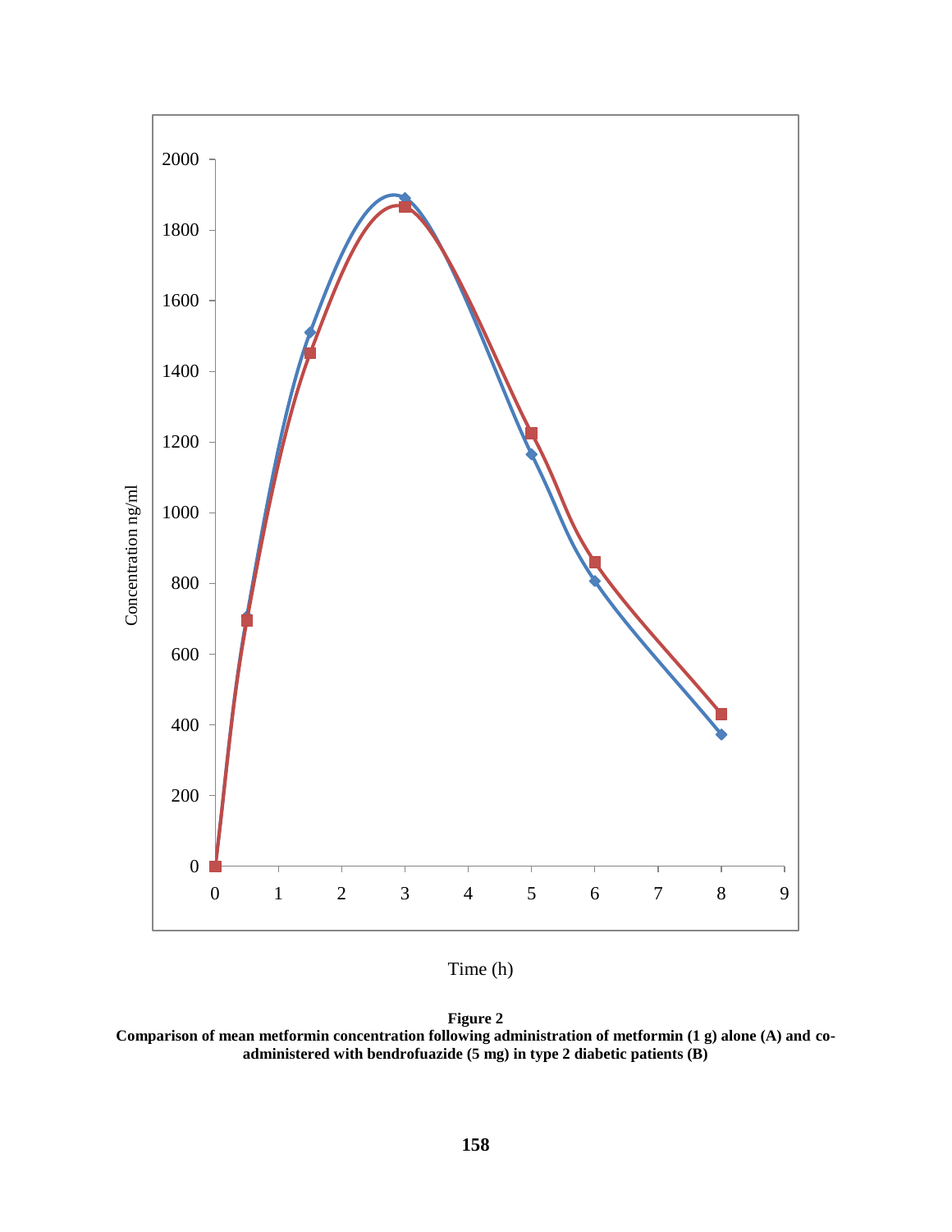**Figure 2**
**Comparison of mean metformin concentration following administration of metformin (1 g) alone (A) and co-administered with bendrofuazide (5 mg) in type 2 diabetic patients (B)**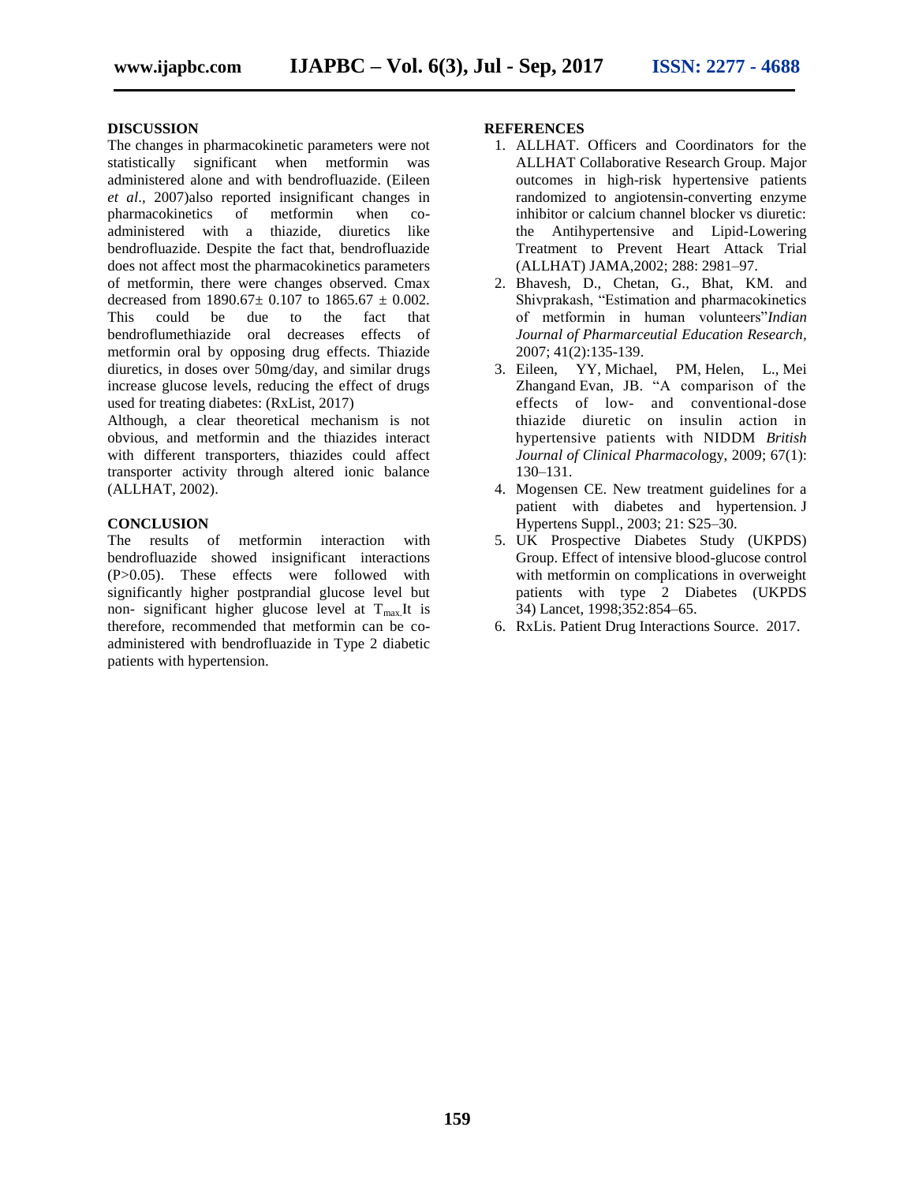## DISCUSSION

The changes in pharmacokinetic parameters were not statistically significant when metformin was administered alone and with bendrofluazide. (Eileen *et al*., 2007)also reported insignificant changes in pharmacokinetics of metformin when co-administered with a thiazide, diuretics like bendrofluazide. Despite the fact that, bendrofluazide does not affect most the pharmacokinetics parameters of metformin, there were changes observed. Cmax decreased from 1890.67± 0.107 to 1865.67 ± 0.002. This could be due to the fact that bendroflumethiazide oral decreases effects of metformin oral by opposing drug effects. Thiazide diuretics, in doses over 50mg/day, and similar drugs increase glucose levels, reducing the effect of drugs used for treating diabetes: (RxList, 2017)

Although, a clear theoretical mechanism is not obvious, and metformin and the thiazides interact with different transporters, thiazides could affect transporter activity through altered ionic balance (ALLHAT, 2002).

## CONCLUSION

The results of metformin interaction with bendrofluazide showed insignificant interactions (P>0.05). These effects were followed with significantly higher postprandial glucose level but non- significant higher glucose level at $T_{max}$.It is therefore, recommended that metformin can be co-administered with bendrofluazide in Type 2 diabetic patients with hypertension.

## REFERENCES

1. ALLHAT. Officers and Coordinators for the ALLHAT Collaborative Research Group. Major outcomes in high-risk hypertensive patients randomized to angiotensin-converting enzyme inhibitor or calcium channel blocker vs diuretic: the Antihypertensive and Lipid-Lowering Treatment to Prevent Heart Attack Trial (ALLHAT) JAMA,2002; 288: 2981–97.
2. Bhavesh, D., Chetan, G., Bhat, KM. and Shivprakash, "Estimation and pharmacokinetics of metformin in human volunteers"*Indian Journal of Pharmarceutial Education Research,* 2007; 41(2):135-139.
3. Eileen, YY, Michael, PM, Helen, L., Mei Zhangand Evan, JB. "A comparison of the effects of low- and conventional-dose thiazide diuretic on insulin action in hypertensive patients with NIDDM *British Journal of Clinical Pharmacol*ogy, 2009; 67(1): 130–131.
4. Mogensen CE. New treatment guidelines for a patient with diabetes and hypertension. J Hypertens Suppl., 2003; 21: S25–30.
5. UK Prospective Diabetes Study (UKPDS) Group. Effect of intensive blood-glucose control with metformin on complications in overweight patients with type 2 Diabetes (UKPDS 34) Lancet, 1998;352:854–65.
6. RxLis. Patient Drug Interactions Source. 2017.